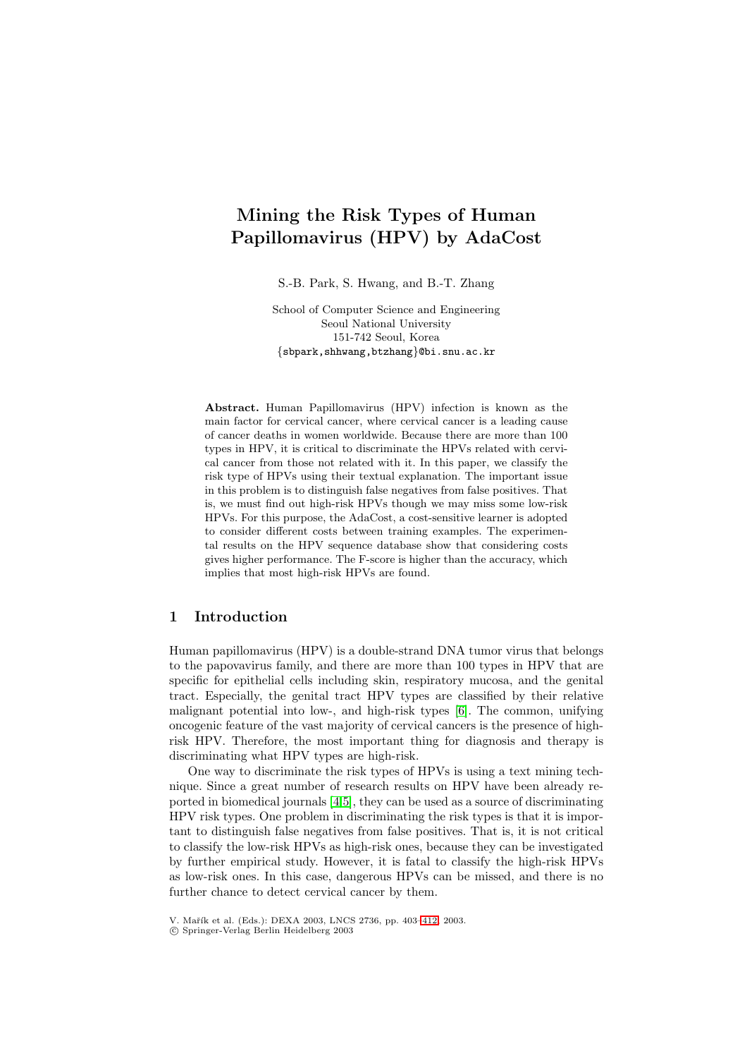# Mining the Risk Types of Human Papillomavirus (HPV) by AdaCost

S.-B. Park, S. Hwang, and B.-T. Zhang

School of Computer Science and Engineering
Seoul National University
151-742 Seoul, Korea
{sbpark,shhwang,btzhang}@bi.snu.ac.kr

**Abstract.** Human Papillomavirus (HPV) infection is known as the main factor for cervical cancer, where cervical cancer is a leading cause of cancer deaths in women worldwide. Because there are more than 100 types in HPV, it is critical to discriminate the HPVs related with cervical cancer from those not related with it. In this paper, we classify the risk type of HPVs using their textual explanation. The important issue in this problem is to distinguish false negatives from false positives. That is, we must find out high-risk HPVs though we may miss some low-risk HPVs. For this purpose, the AdaCost, a cost-sensitive learner is adopted to consider different costs between training examples. The experimental results on the HPV sequence database show that considering costs gives higher performance. The F-score is higher than the accuracy, which implies that most high-risk HPVs are found.

## 1 Introduction

Human papillomavirus (HPV) is a double-strand DNA tumor virus that belongs to the papovavirus family, and there are more than 100 types in HPV that are specific for epithelial cells including skin, respiratory mucosa, and the genital tract. Especially, the genital tract HPV types are classified by their relative malignant potential into low-, and high-risk types [6]. The common, unifying oncogenic feature of the vast majority of cervical cancers is the presence of high-risk HPV. Therefore, the most important thing for diagnosis and therapy is discriminating what HPV types are high-risk.

One way to discriminate the risk types of HPVs is using a text mining technique. Since a great number of research results on HPV have been already reported in biomedical journals [4,5], they can be used as a source of discriminating HPV risk types. One problem in discriminating the risk types is that it is important to distinguish false negatives from false positives. That is, it is not critical to classify the low-risk HPVs as high-risk ones, because they can be investigated by further empirical study. However, it is fatal to classify the high-risk HPVs as low-risk ones. In this case, dangerous HPVs can be missed, and there is no further chance to detect cervical cancer by them.

V. Mařík et al. (Eds.): DEXA 2003, LNCS 2736, pp. 403–412, 2003.
© Springer-Verlag Berlin Heidelberg 2003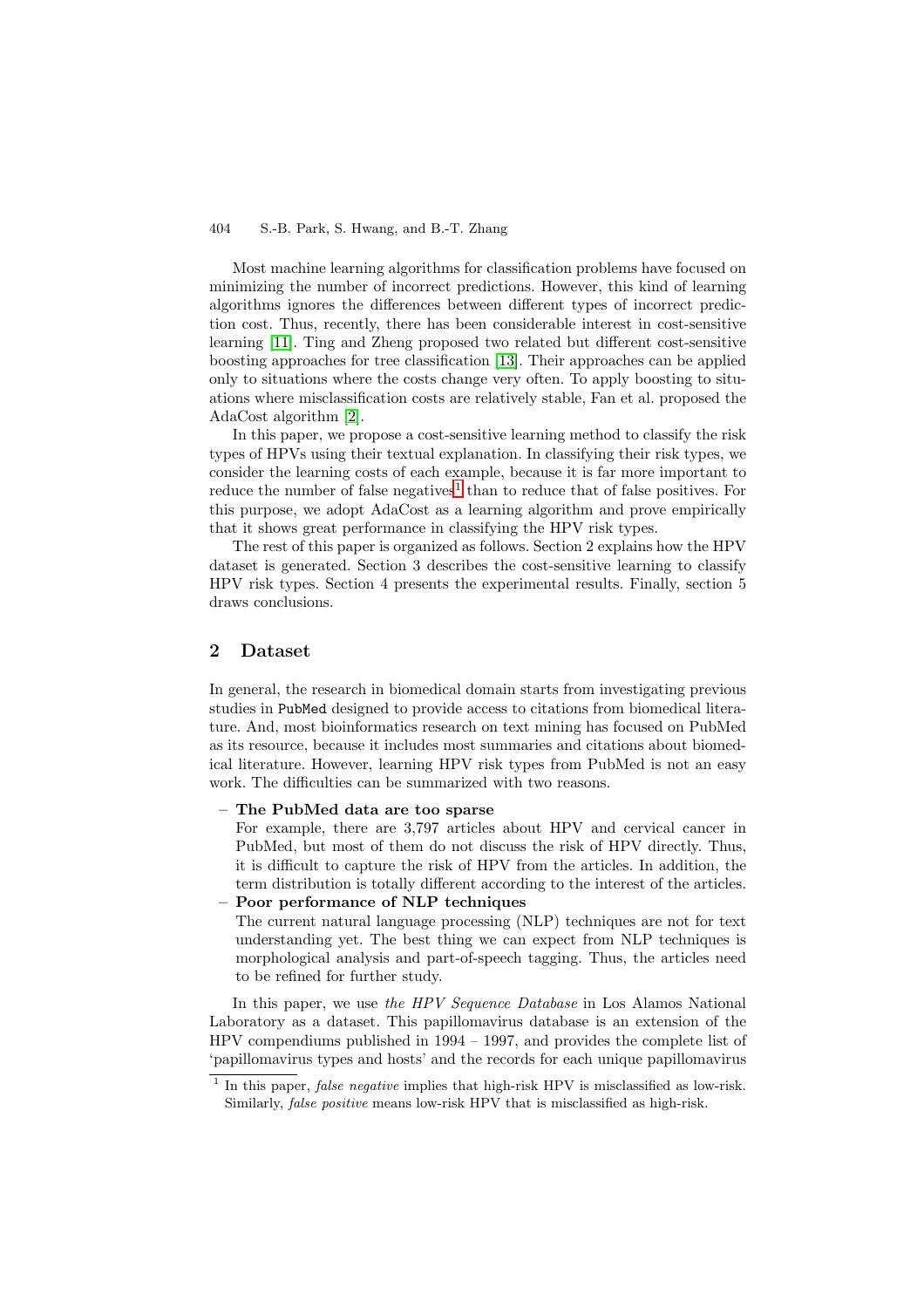Most machine learning algorithms for classification problems have focused on minimizing the number of incorrect predictions. However, this kind of learning algorithms ignores the differences between different types of incorrect prediction cost. Thus, recently, there has been considerable interest in cost-sensitive learning [11]. Ting and Zheng proposed two related but different cost-sensitive boosting approaches for tree classification [13]. Their approaches can be applied only to situations where the costs change very often. To apply boosting to situations where misclassification costs are relatively stable, Fan et al. proposed the AdaCost algorithm [2].

In this paper, we propose a cost-sensitive learning method to classify the risk types of HPVs using their textual explanation. In classifying their risk types, we consider the learning costs of each example, because it is far more important to reduce the number of false negatives[1] than to reduce that of false positives. For this purpose, we adopt AdaCost as a learning algorithm and prove empirically that it shows great performance in classifying the HPV risk types.

The rest of this paper is organized as follows. Section 2 explains how the HPV dataset is generated. Section 3 describes the cost-sensitive learning to classify HPV risk types. Section 4 presents the experimental results. Finally, section 5 draws conclusions.

## 2 Dataset

In general, the research in biomedical domain starts from investigating previous studies in PubMed designed to provide access to citations from biomedical literature. And, most bioinformatics research on text mining has focused on PubMed as its resource, because it includes most summaries and citations about biomedical literature. However, learning HPV risk types from PubMed is not an easy work. The difficulties can be summarized with two reasons.

- **The PubMed data are too sparse**
  For example, there are 3,797 articles about HPV and cervical cancer in PubMed, but most of them do not discuss the risk of HPV directly. Thus, it is difficult to capture the risk of HPV from the articles. In addition, the term distribution is totally different according to the interest of the articles.
- **Poor performance of NLP techniques**
  The current natural language processing (NLP) techniques are not for text understanding yet. The best thing we can expect from NLP techniques is morphological analysis and part-of-speech tagging. Thus, the articles need to be refined for further study.

In this paper, we use *the HPV Sequence Database* in Los Alamos National Laboratory as a dataset. This papillomavirus database is an extension of the HPV compendiums published in 1994 – 1997, and provides the complete list of 'papillomavirus types and hosts' and the records for each unique papillomavirus

[1] In this paper, *false negative* implies that high-risk HPV is misclassified as low-risk. Similarly, *false positive* means low-risk HPV that is misclassified as high-risk.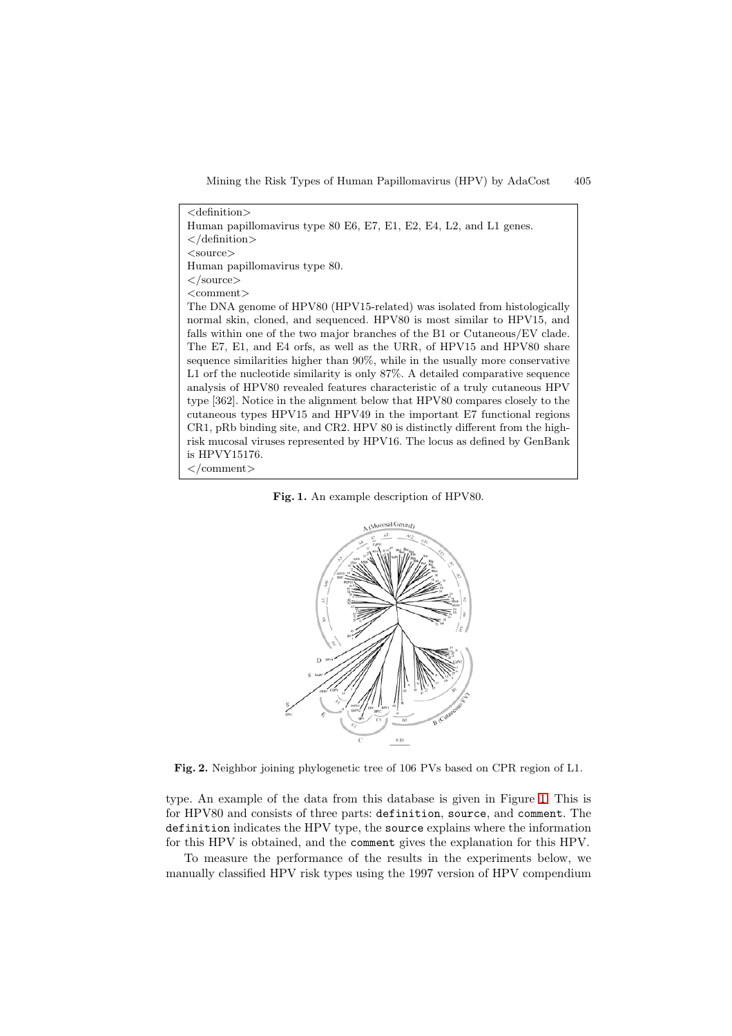```
<definition>
Human papillomavirus type 80 E6, E7, E1, E2, E4, L2, and L1 genes.
</definition>
<source>
Human papillomavirus type 80.
</source>
<comment>
The DNA genome of HPV80 (HPV15-related) was isolated from histologically normal skin, cloned, and sequenced. HPV80 is most similar to HPV15, and falls within one of the two major branches of the B1 or Cutaneous/EV clade. The E7, E1, and E4 orfs, as well as the URR, of HPV15 and HPV80 share sequence similarities higher than 90%, while in the usually more conservative L1 orf the nucleotide similarity is only 87%. A detailed comparative sequence analysis of HPV80 revealed features characteristic of a truly cutaneous HPV type [362]. Notice in the alignment below that HPV80 compares closely to the cutaneous types HPV15 and HPV49 in the important E7 functional regions CR1, pRb binding site, and CR2. HPV 80 is distinctly different from the high-risk mucosal viruses represented by HPV16. The locus as defined by GenBank is HPVY15176.
</comment>
```

**Fig. 1.** An example description of HPV80.

**Fig. 2.** Neighbor joining phylogenetic tree of 106 PVs based on CPR region of L1.

type. An example of the data from this database is given in Figure 1. This is for HPV80 and consists of three parts: `definition`, `source`, and `comment`. The `definition` indicates the HPV type, the `source` explains where the information for this HPV is obtained, and the `comment` gives the explanation for this HPV.

To measure the performance of the results in the experiments below, we manually classified HPV risk types using the 1997 version of HPV compendium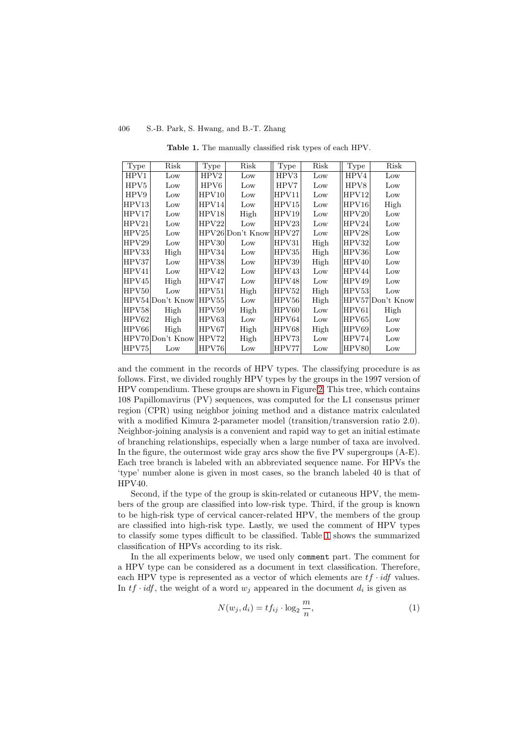**Table 1.** The manually classified risk types of each HPV.

| Type | Risk | Type | Risk | Type | Risk | Type | Risk |
|---|---|---|---|---|---|---|---|
| HPV1 | Low | HPV2 | Low | HPV3 | Low | HPV4 | Low |
| HPV5 | Low | HPV6 | Low | HPV7 | Low | HPV8 | Low |
| HPV9 | Low | HPV10 | Low | HPV11 | Low | HPV12 | Low |
| HPV13 | Low | HPV14 | Low | HPV15 | Low | HPV16 | High |
| HPV17 | Low | HPV18 | High | HPV19 | Low | HPV20 | Low |
| HPV21 | Low | HPV22 | Low | HPV23 | Low | HPV24 | Low |
| HPV25 | Low | HPV26 | Don't Know | HPV27 | Low | HPV28 | Low |
| HPV29 | Low | HPV30 | Low | HPV31 | High | HPV32 | Low |
| HPV33 | High | HPV34 | Low | HPV35 | High | HPV36 | Low |
| HPV37 | Low | HPV38 | Low | HPV39 | High | HPV40 | Low |
| HPV41 | Low | HPV42 | Low | HPV43 | Low | HPV44 | Low |
| HPV45 | High | HPV47 | Low | HPV48 | Low | HPV49 | Low |
| HPV50 | Low | HPV51 | High | HPV52 | High | HPV53 | Low |
| HPV54 | Don't Know | HPV55 | Low | HPV56 | High | HPV57 | Don't Know |
| HPV58 | High | HPV59 | High | HPV60 | Low | HPV61 | High |
| HPV62 | High | HPV63 | Low | HPV64 | Low | HPV65 | Low |
| HPV66 | High | HPV67 | High | HPV68 | High | HPV69 | Low |
| HPV70 | Don't Know | HPV72 | High | HPV73 | Low | HPV74 | Low |
| HPV75 | Low | HPV76 | Low | HPV77 | Low | HPV80 | Low |

and the comment in the records of HPV types. The classifying procedure is as follows. First, we divided roughly HPV types by the groups in the 1997 version of HPV compendium. These groups are shown in Figure 2. This tree, which contains 108 Papillomavirus (PV) sequences, was computed for the L1 consensus primer region (CPR) using neighbor joining method and a distance matrix calculated with a modified Kimura 2-parameter model (transition/transversion ratio 2.0). Neighbor-joining analysis is a convenient and rapid way to get an initial estimate of branching relationships, especially when a large number of taxa are involved. In the figure, the outermost wide gray arcs show the five PV supergroups (A-E). Each tree branch is labeled with an abbreviated sequence name. For HPVs the 'type' number alone is given in most cases, so the branch labeled 40 is that of HPV40.

Second, if the type of the group is skin-related or cutaneous HPV, the members of the group are classified into low-risk type. Third, if the group is known to be high-risk type of cervical cancer-related HPV, the members of the group are classified into high-risk type. Lastly, we used the comment of HPV types to classify some types difficult to be classified. Table 1 shows the summarized classification of HPVs according to its risk.

In the all experiments below, we used only `comment` part. The comment for a HPV type can be considered as a document in text classification. Therefore, each HPV type is represented as a vector of which elements are $tf \cdot idf$ values. In $tf \cdot idf$, the weight of a word $w_j$ appeared in the document $d_i$ is given as

$$N(w_j, d_i) = tf_{ij} \cdot \log_2 \frac{m}{n}, \tag{1}$$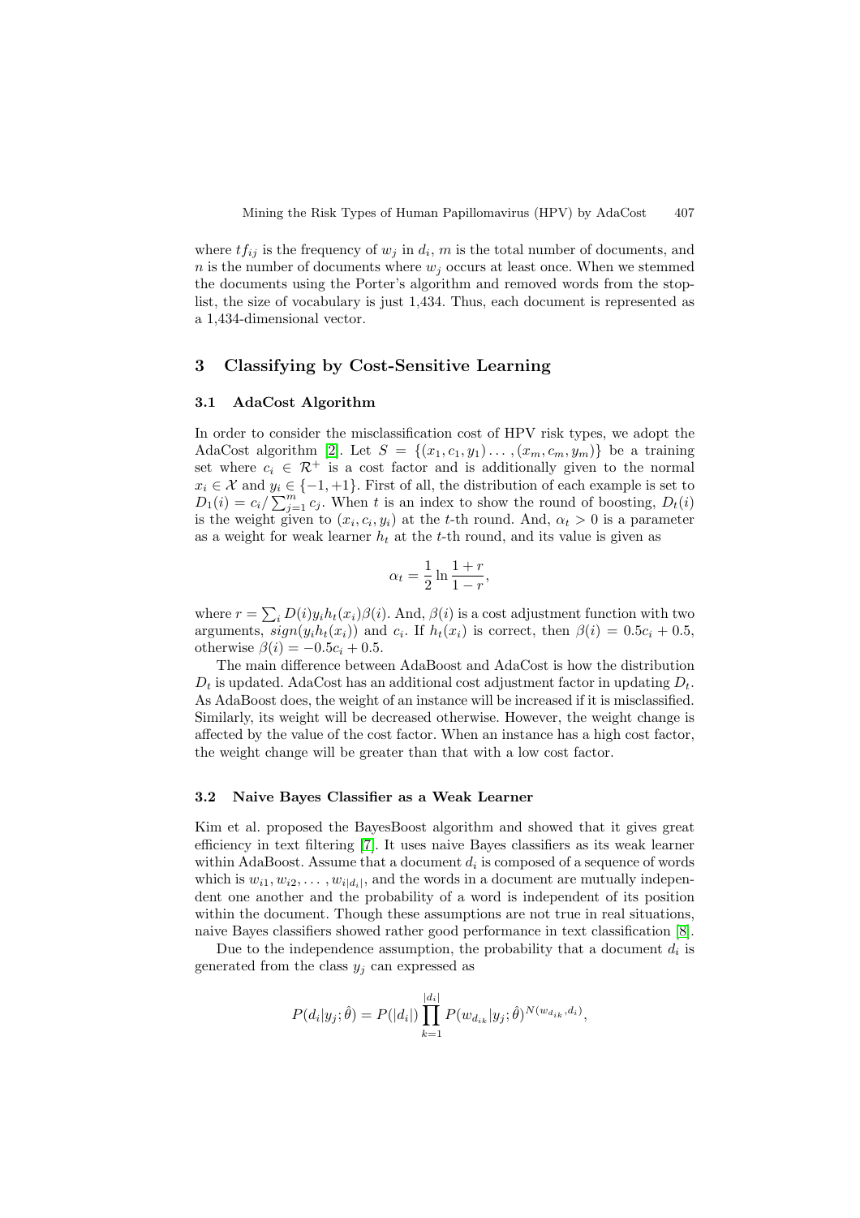where $tf_{ij}$ is the frequency of $w_j$ in $d_i$, $m$ is the total number of documents, and $n$ is the number of documents where $w_j$ occurs at least once. When we stemmed the documents using the Porter's algorithm and removed words from the stop-list, the size of vocabulary is just 1,434. Thus, each document is represented as a 1,434-dimensional vector.

## 3 Classifying by Cost-Sensitive Learning

### 3.1 AdaCost Algorithm

In order to consider the misclassification cost of HPV risk types, we adopt the AdaCost algorithm [2]. Let $S = \{(x_1, c_1, y_1) \ldots, (x_m, c_m, y_m)\}$ be a training set where $c_i \in \mathcal{R}^+$ is a cost factor and is additionally given to the normal $x_i \in \mathcal{X}$ and $y_i \in \{-1, +1\}$. First of all, the distribution of each example is set to $D_1(i) = c_i / \sum_{j=1}^{m} c_j$. When $t$ is an index to show the round of boosting, $D_t(i)$ is the weight given to $(x_i, c_i, y_i)$ at the $t$-th round. And, $\alpha_t > 0$ is a parameter as a weight for weak learner $h_t$ at the $t$-th round, and its value is given as

$$\alpha_t = \frac{1}{2} \ln \frac{1+r}{1-r},$$

where $r = \sum_i D(i) y_i h_t(x_i) \beta(i)$. And, $\beta(i)$ is a cost adjustment function with two arguments, $sign(y_i h_t(x_i))$ and $c_i$. If $h_t(x_i)$ is correct, then $\beta(i) = 0.5c_i + 0.5$, otherwise $\beta(i) = -0.5c_i + 0.5$.

The main difference between AdaBoost and AdaCost is how the distribution $D_t$ is updated. AdaCost has an additional cost adjustment factor in updating $D_t$. As AdaBoost does, the weight of an instance will be increased if it is misclassified. Similarly, its weight will be decreased otherwise. However, the weight change is affected by the value of the cost factor. When an instance has a high cost factor, the weight change will be greater than that with a low cost factor.

### 3.2 Naive Bayes Classifier as a Weak Learner

Kim et al. proposed the BayesBoost algorithm and showed that it gives great efficiency in text filtering [7]. It uses naive Bayes classifiers as its weak learner within AdaBoost. Assume that a document $d_i$ is composed of a sequence of words which is $w_{i1}, w_{i2}, \ldots, w_{i|d_i|}$, and the words in a document are mutually independent one another and the probability of a word is independent of its position within the document. Though these assumptions are not true in real situations, naive Bayes classifiers showed rather good performance in text classification [8].

Due to the independence assumption, the probability that a document $d_i$ is generated from the class $y_j$ can expressed as

$$P(d_i|y_j;\hat{\theta}) = P(|d_i|) \prod_{k=1}^{|d_i|} P(w_{d_{ik}}|y_j;\hat{\theta})^{N(w_{d_{ik}}, d_i)},$$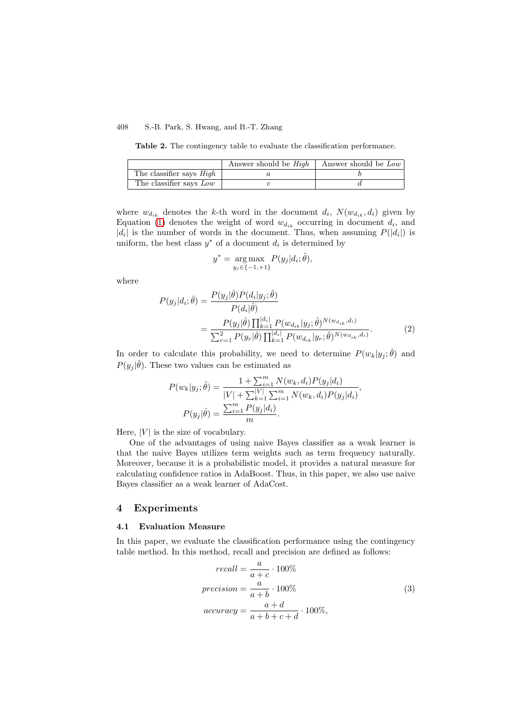**Table 2.** The contingency table to evaluate the classification performance.

| | Answer should be *High* | Answer should be *Low* |
|---|---|---|
| The classifier says *High* | $a$ | $b$ |
| The classifier says *Low* | $c$ | $d$ |

where $w_{d_{ik}}$ denotes the $k$-th word in the document $d_i$, $N(w_{d_{ik}}, d_i)$ given by Equation (1) denotes the weight of word $w_{d_{ik}}$ occurring in document $d_i$, and $|d_i|$ is the number of words in the document. Thus, when assuming $P(|d_i|)$ is uniform, the best class $y^*$ of a document $d_i$ is determined by

$$y^* = \underset{y_j \in \{-1,+1\}}{\arg\max} \; P(y_j|d_i;\hat{\theta}),$$

where

$$\begin{aligned} P(y_j|d_i;\hat{\theta}) &= \frac{P(y_j|\hat{\theta})P(d_i|y_j;\hat{\theta})}{P(d_i|\hat{\theta})} \\ &= \frac{P(y_j|\hat{\theta})\prod_{k=1}^{|d_i|} P(w_{d_{ik}}|y_j;\hat{\theta})^{N(w_{d_{ik}},d_i)}}{\sum_{r=1}^{2} P(y_r|\hat{\theta})\prod_{k=1}^{|d_i|} P(w_{d_{ik}}|y_r;\hat{\theta})^{N(w_{d_{ik}},d_i)}}. \end{aligned} \quad (2)$$

In order to calculate this probability, we need to determine $P(w_k|y_j;\hat{\theta})$ and $P(y_j|\hat{\theta})$. These two values can be estimated as

$$P(w_k|y_j;\hat{\theta}) = \frac{1 + \sum_{i=1}^{m} N(w_k, d_i)P(y_j|d_i)}{|V| + \sum_{k=1}^{|V|}\sum_{i=1}^{m} N(w_k, d_i)P(y_j|d_i)},$$

$$P(y_j|\hat{\theta}) = \frac{\sum_{i=1}^{m} P(y_j|d_i)}{m}.$$

Here, $|V|$ is the size of vocabulary.

One of the advantages of using naive Bayes classifier as a weak learner is that the naive Bayes utilizes term weights such as term frequency naturally. Moreover, because it is a probabilistic model, it provides a natural measure for calculating confidence ratios in AdaBoost. Thus, in this paper, we also use naive Bayes classifier as a weak learner of AdaCost.

## 4 Experiments

### 4.1 Evaluation Measure

In this paper, we evaluate the classification performance using the contingency table method. In this method, recall and precision are defined as follows:

$$\begin{aligned} recall &= \frac{a}{a+c} \cdot 100\% \\ precision &= \frac{a}{a+b} \cdot 100\% \\ accuracy &= \frac{a+d}{a+b+c+d} \cdot 100\%, \end{aligned} \quad (3)$$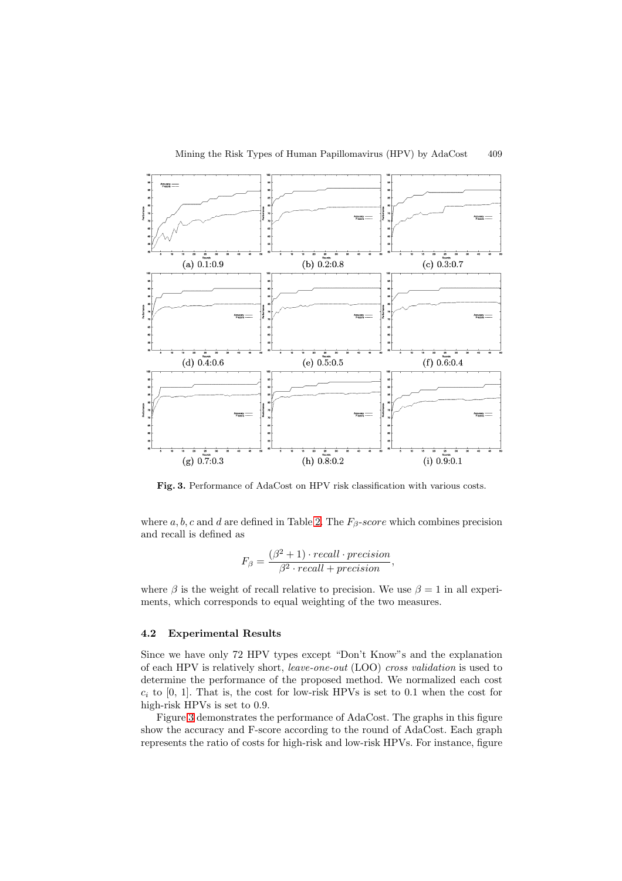(a) 0.1:0.9 (b) 0.2:0.8 (c) 0.3:0.7

(d) 0.4:0.6 (e) 0.5:0.5 (f) 0.6:0.4

(g) 0.7:0.3 (h) 0.8:0.2 (i) 0.9:0.1

**Fig. 3.** Performance of AdaCost on HPV risk classification with various costs.

where $a, b, c$ and $d$ are defined in Table 2. The $F_\beta$-*score* which combines precision and recall is defined as

$$F_\beta = \frac{(\beta^2 + 1) \cdot recall \cdot precision}{\beta^2 \cdot recall + precision},$$

where $\beta$ is the weight of recall relative to precision. We use $\beta = 1$ in all experiments, which corresponds to equal weighting of the two measures.

### 4.2 Experimental Results

Since we have only 72 HPV types except "Don't Know"s and the explanation of each HPV is relatively short, *leave-one-out* (LOO) *cross validation* is used to determine the performance of the proposed method. We normalized each cost $c_i$ to [0, 1]. That is, the cost for low-risk HPVs is set to 0.1 when the cost for high-risk HPVs is set to 0.9.

Figure 3 demonstrates the performance of AdaCost. The graphs in this figure show the accuracy and F-score according to the round of AdaCost. Each graph represents the ratio of costs for high-risk and low-risk HPVs. For instance, figure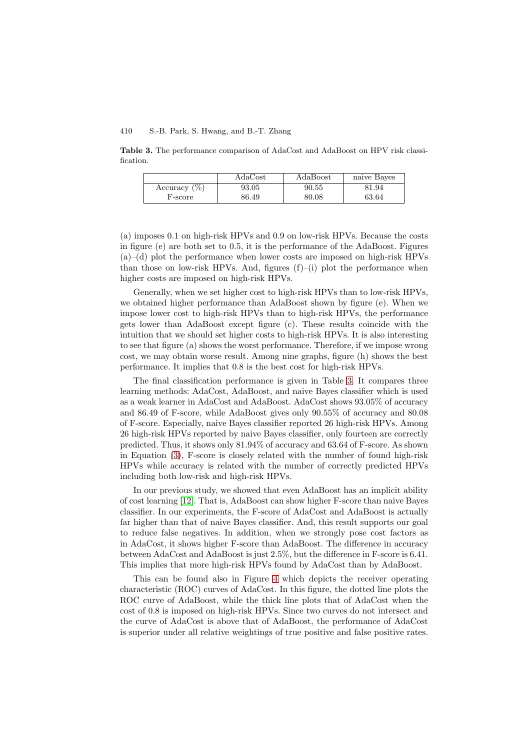**Table 3.** The performance comparison of AdaCost and AdaBoost on HPV risk classification.

| | AdaCost | AdaBoost | naive Bayes |
|---|---|---|---|
| Accuracy (%) | 93.05 | 90.55 | 81.94 |
| F-score | 86.49 | 80.08 | 63.64 |

(a) imposes 0.1 on high-risk HPVs and 0.9 on low-risk HPVs. Because the costs in figure (e) are both set to 0.5, it is the performance of the AdaBoost. Figures (a)–(d) plot the performance when lower costs are imposed on high-risk HPVs than those on low-risk HPVs. And, figures (f)–(i) plot the performance when higher costs are imposed on high-risk HPVs.

Generally, when we set higher cost to high-risk HPVs than to low-risk HPVs, we obtained higher performance than AdaBoost shown by figure (e). When we impose lower cost to high-risk HPVs than to high-risk HPVs, the performance gets lower than AdaBoost except figure (c). These results coincide with the intuition that we should set higher costs to high-risk HPVs. It is also interesting to see that figure (a) shows the worst performance. Therefore, if we impose wrong cost, we may obtain worse result. Among nine graphs, figure (h) shows the best performance. It implies that 0.8 is the best cost for high-risk HPVs.

The final classification performance is given in Table 3. It compares three learning methods: AdaCost, AdaBoost, and naive Bayes classifier which is used as a weak learner in AdaCost and AdaBoost. AdaCost shows 93.05% of accuracy and 86.49 of F-score, while AdaBoost gives only 90.55% of accuracy and 80.08 of F-score. Especially, naive Bayes classifier reported 26 high-risk HPVs. Among 26 high-risk HPVs reported by naive Bayes classifier, only fourteen are correctly predicted. Thus, it shows only 81.94% of accuracy and 63.64 of F-score. As shown in Equation (3), F-score is closely related with the number of found high-risk HPVs while accuracy is related with the number of correctly predicted HPVs including both low-risk and high-risk HPVs.

In our previous study, we showed that even AdaBoost has an implicit ability of cost learning [12]. That is, AdaBoost can show higher F-score than naive Bayes classifier. In our experiments, the F-score of AdaCost and AdaBoost is actually far higher than that of naive Bayes classifier. And, this result supports our goal to reduce false negatives. In addition, when we strongly pose cost factors as in AdaCost, it shows higher F-score than AdaBoost. The difference in accuracy between AdaCost and AdaBoost is just 2.5%, but the difference in F-score is 6.41. This implies that more high-risk HPVs found by AdaCost than by AdaBoost.

This can be found also in Figure 4 which depicts the receiver operating characteristic (ROC) curves of AdaCost. In this figure, the dotted line plots the ROC curve of AdaBoost, while the thick line plots that of AdaCost when the cost of 0.8 is imposed on high-risk HPVs. Since two curves do not intersect and the curve of AdaCost is above that of AdaBoost, the performance of AdaCost is superior under all relative weightings of true positive and false positive rates.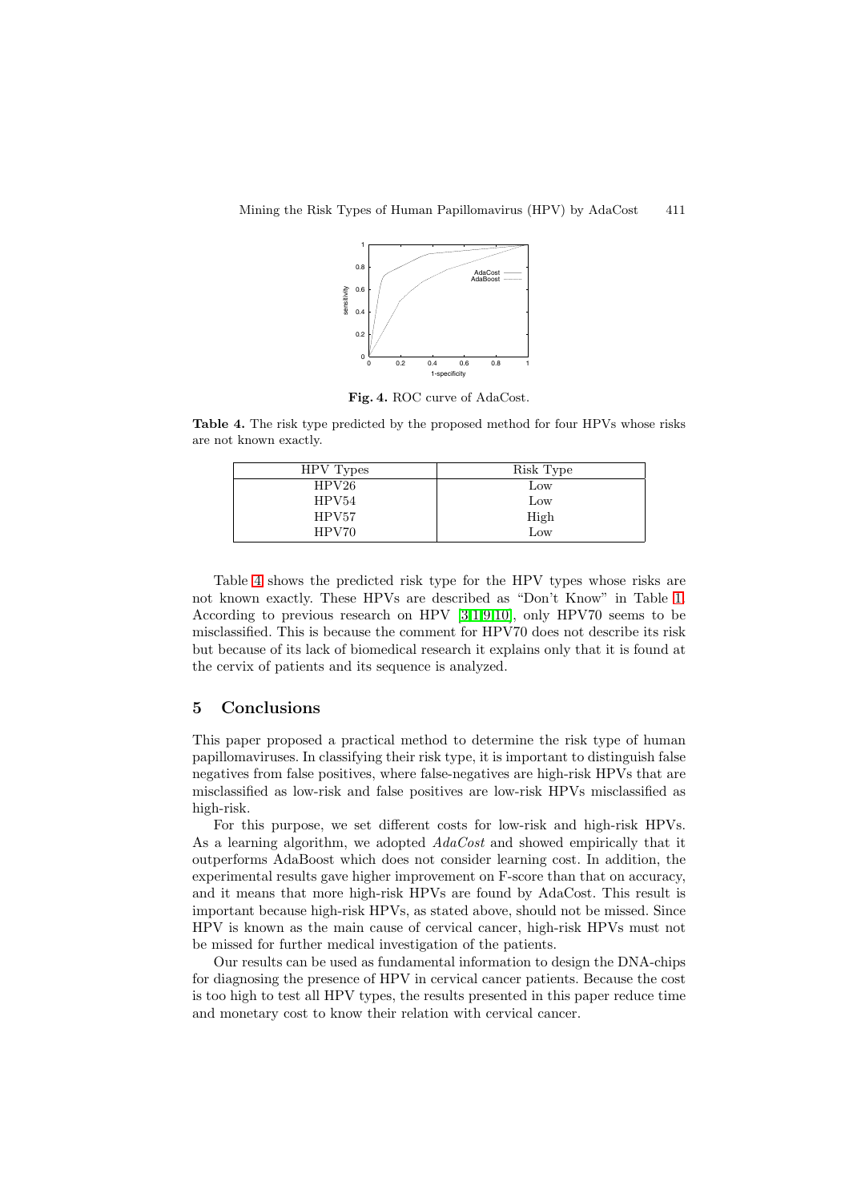**Fig. 4.** ROC curve of AdaCost.

**Table 4.** The risk type predicted by the proposed method for four HPVs whose risks are not known exactly.

| HPV Types | Risk Type |
|---|---|
| HPV26 | Low |
| HPV54 | Low |
| HPV57 | High |
| HPV70 | Low |

Table 4 shows the predicted risk type for the HPV types whose risks are not known exactly. These HPVs are described as "Don't Know" in Table 1. According to previous research on HPV [3,1,9,10], only HPV70 seems to be misclassified. This is because the comment for HPV70 does not describe its risk but because of its lack of biomedical research it explains only that it is found at the cervix of patients and its sequence is analyzed.

## 5 Conclusions

This paper proposed a practical method to determine the risk type of human papillomaviruses. In classifying their risk type, it is important to distinguish false negatives from false positives, where false-negatives are high-risk HPVs that are misclassified as low-risk and false positives are low-risk HPVs misclassified as high-risk.

For this purpose, we set different costs for low-risk and high-risk HPVs. As a learning algorithm, we adopted *AdaCost* and showed empirically that it outperforms AdaBoost which does not consider learning cost. In addition, the experimental results gave higher improvement on F-score than that on accuracy, and it means that more high-risk HPVs are found by AdaCost. This result is important because high-risk HPVs, as stated above, should not be missed. Since HPV is known as the main cause of cervical cancer, high-risk HPVs must not be missed for further medical investigation of the patients.

Our results can be used as fundamental information to design the DNA-chips for diagnosing the presence of HPV in cervical cancer patients. Because the cost is too high to test all HPV types, the results presented in this paper reduce time and monetary cost to know their relation with cervical cancer.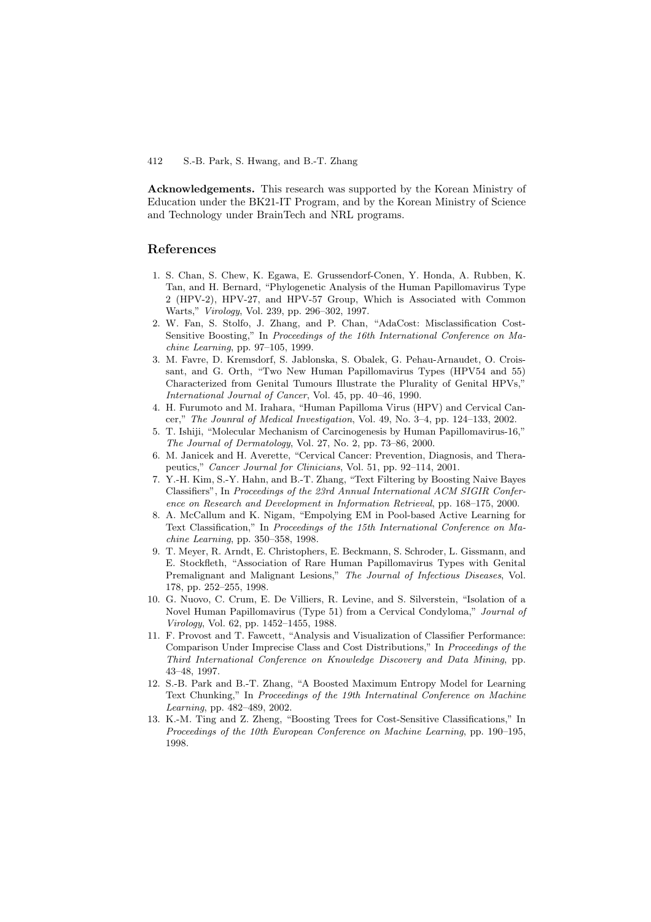**Acknowledgements.** This research was supported by the Korean Ministry of Education under the BK21-IT Program, and by the Korean Ministry of Science and Technology under BrainTech and NRL programs.

## References

1. S. Chan, S. Chew, K. Egawa, E. Grussendorf-Conen, Y. Honda, A. Rubben, K. Tan, and H. Bernard, "Phylogenetic Analysis of the Human Papillomavirus Type 2 (HPV-2), HPV-27, and HPV-57 Group, Which is Associated with Common Warts," *Virology*, Vol. 239, pp. 296–302, 1997.
2. W. Fan, S. Stolfo, J. Zhang, and P. Chan, "AdaCost: Misclassification Cost-Sensitive Boosting," In *Proceedings of the 16th International Conference on Machine Learning*, pp. 97–105, 1999.
3. M. Favre, D. Kremsdorf, S. Jablonska, S. Obalek, G. Pehau-Arnaudet, O. Croissant, and G. Orth, "Two New Human Papillomavirus Types (HPV54 and 55) Characterized from Genital Tumours Illustrate the Plurality of Genital HPVs," *International Journal of Cancer*, Vol. 45, pp. 40–46, 1990.
4. H. Furumoto and M. Irahara, "Human Papilloma Virus (HPV) and Cervical Cancer," *The Jounral of Medical Investigation*, Vol. 49, No. 3–4, pp. 124–133, 2002.
5. T. Ishiji, "Molecular Mechanism of Carcinogenesis by Human Papillomavirus-16," *The Journal of Dermatology*, Vol. 27, No. 2, pp. 73–86, 2000.
6. M. Janicek and H. Averette, "Cervical Cancer: Prevention, Diagnosis, and Therapeutics," *Cancer Journal for Clinicians*, Vol. 51, pp. 92–114, 2001.
7. Y.-H. Kim, S.-Y. Hahn, and B.-T. Zhang, "Text Filtering by Boosting Naive Bayes Classifiers", In *Proceedings of the 23rd Annual International ACM SIGIR Conference on Research and Development in Information Retrieval*, pp. 168–175, 2000.
8. A. McCallum and K. Nigam, "Empolying EM in Pool-based Active Learning for Text Classification," In *Proceedings of the 15th International Conference on Machine Learning*, pp. 350–358, 1998.
9. T. Meyer, R. Arndt, E. Christophers, E. Beckmann, S. Schroder, L. Gissmann, and E. Stockfleth, "Association of Rare Human Papillomavirus Types with Genital Premalignant and Malignant Lesions," *The Journal of Infectious Diseases*, Vol. 178, pp. 252–255, 1998.
10. G. Nuovo, C. Crum, E. De Villiers, R. Levine, and S. Silverstein, "Isolation of a Novel Human Papillomavirus (Type 51) from a Cervical Condyloma," *Journal of Virology*, Vol. 62, pp. 1452–1455, 1988.
11. F. Provost and T. Fawcett, "Analysis and Visualization of Classifier Performance: Comparison Under Imprecise Class and Cost Distributions," In *Proceedings of the Third International Conference on Knowledge Discovery and Data Mining*, pp. 43–48, 1997.
12. S.-B. Park and B.-T. Zhang, "A Boosted Maximum Entropy Model for Learning Text Chunking," In *Proceedings of the 19th Internatinal Conference on Machine Learning*, pp. 482–489, 2002.
13. K.-M. Ting and Z. Zheng, "Boosting Trees for Cost-Sensitive Classifications," In *Proceedings of the 10th European Conference on Machine Learning*, pp. 190–195, 1998.